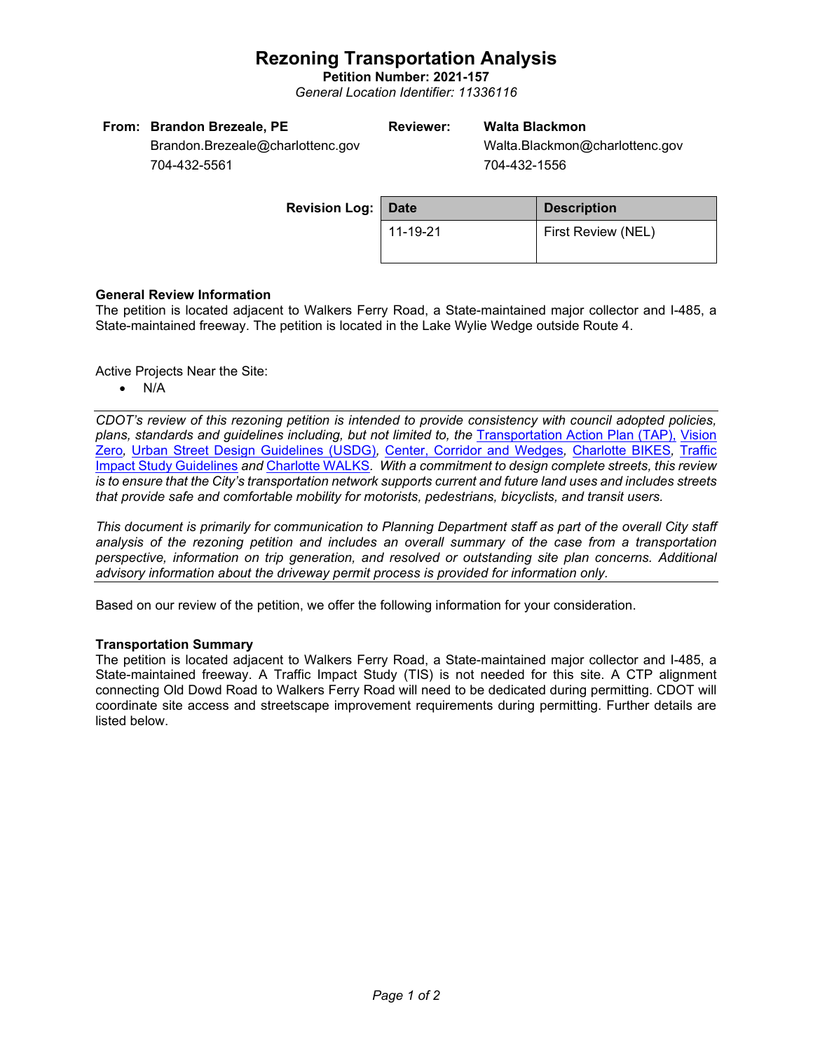# Rezoning Transportation Analysis

**Petition Number: 2021-157**

*General Location Identifier: 11336116*

| | | | |
|---|---|---|---|
| **From:** | **Brandon Brezeale, PE** | **Reviewer:** | **Walta Blackmon** |
| | Brandon.Brezeale@charlottenc.gov | | Walta.Blackmon@charlottenc.gov |
| | 704-432-5561 | | 704-432-1556 |

**Revision Log:**

| Date | Description |
|---|---|
| 11-19-21 | First Review (NEL) |

**General Review Information**

The petition is located adjacent to Walkers Ferry Road, a State-maintained major collector and I-485, a State-maintained freeway. The petition is located in the Lake Wylie Wedge outside Route 4.

Active Projects Near the Site:

- N/A

*CDOT's review of this rezoning petition is intended to provide consistency with council adopted policies, plans, standards and guidelines including, but not limited to, the* Transportation Action Plan (TAP), Vision Zero, Urban Street Design Guidelines (USDG), Center, Corridor and Wedges, Charlotte BIKES, Traffic Impact Study Guidelines *and* Charlotte WALKS. *With a commitment to design complete streets, this review is to ensure that the City's transportation network supports current and future land uses and includes streets that provide safe and comfortable mobility for motorists, pedestrians, bicyclists, and transit users.*

*This document is primarily for communication to Planning Department staff as part of the overall City staff analysis of the rezoning petition and includes an overall summary of the case from a transportation perspective, information on trip generation, and resolved or outstanding site plan concerns. Additional advisory information about the driveway permit process is provided for information only.*

Based on our review of the petition, we offer the following information for your consideration.

**Transportation Summary**

The petition is located adjacent to Walkers Ferry Road, a State-maintained major collector and I-485, a State-maintained freeway. A Traffic Impact Study (TIS) is not needed for this site. A CTP alignment connecting Old Dowd Road to Walkers Ferry Road will need to be dedicated during permitting. CDOT will coordinate site access and streetscape improvement requirements during permitting. Further details are listed below.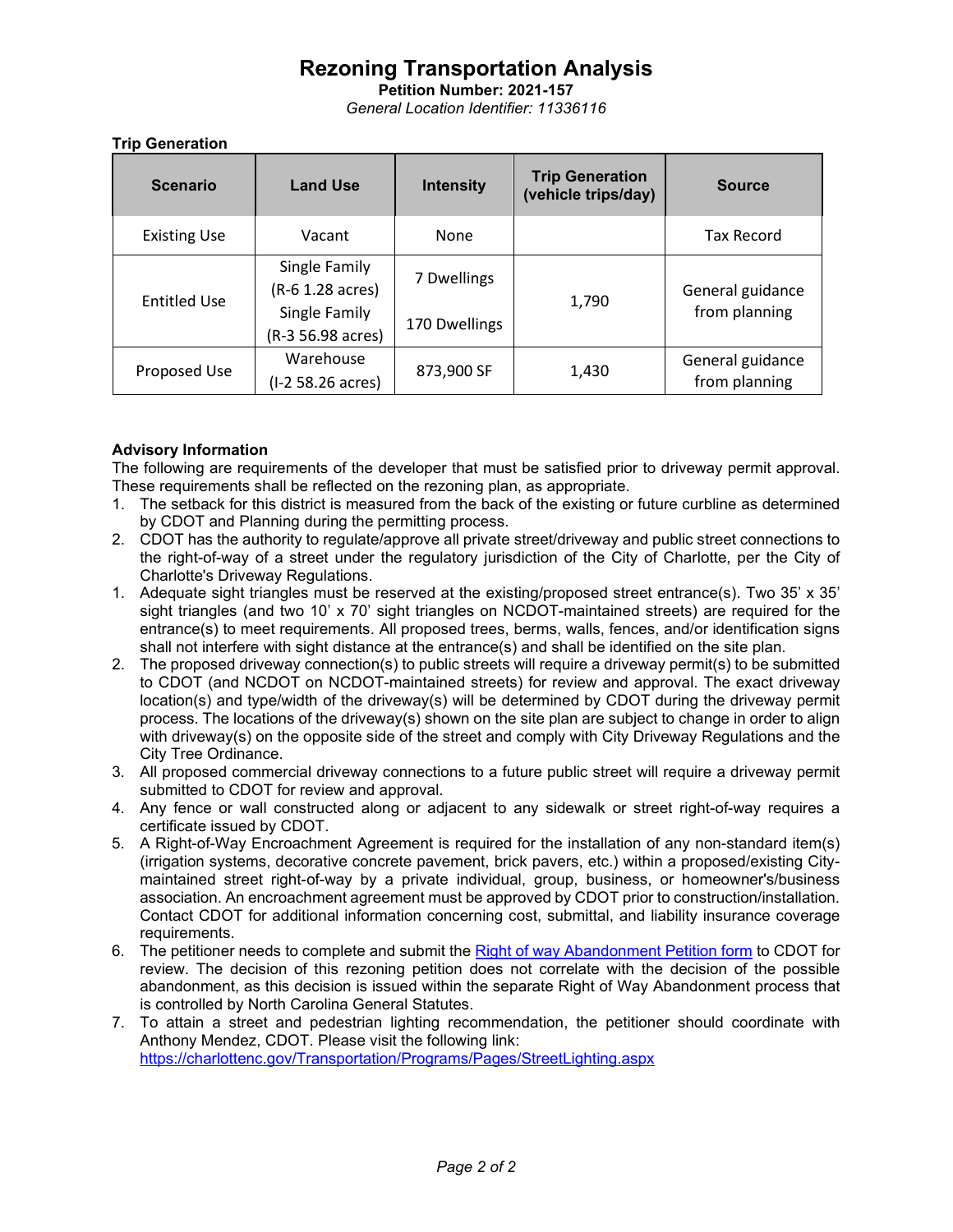# Rezoning Transportation Analysis

**Petition Number: 2021-157**

*General Location Identifier: 11336116*

**Trip Generation**

| Scenario | Land Use | Intensity | Trip Generation (vehicle trips/day) | Source |
|---|---|---|---|---|
| Existing Use | Vacant | None | | Tax Record |
| Entitled Use | Single Family (R-6 1.28 acres) Single Family (R-3 56.98 acres) | 7 Dwellings 170 Dwellings | 1,790 | General guidance from planning |
| Proposed Use | Warehouse (I-2 58.26 acres) | 873,900 SF | 1,430 | General guidance from planning |

**Advisory Information**

The following are requirements of the developer that must be satisfied prior to driveway permit approval. These requirements shall be reflected on the rezoning plan, as appropriate.

1. The setback for this district is measured from the back of the existing or future curbline as determined by CDOT and Planning during the permitting process.
2. CDOT has the authority to regulate/approve all private street/driveway and public street connections to the right-of-way of a street under the regulatory jurisdiction of the City of Charlotte, per the City of Charlotte's Driveway Regulations.
1. Adequate sight triangles must be reserved at the existing/proposed street entrance(s). Two 35' x 35' sight triangles (and two 10' x 70' sight triangles on NCDOT-maintained streets) are required for the entrance(s) to meet requirements. All proposed trees, berms, walls, fences, and/or identification signs shall not interfere with sight distance at the entrance(s) and shall be identified on the site plan.
2. The proposed driveway connection(s) to public streets will require a driveway permit(s) to be submitted to CDOT (and NCDOT on NCDOT-maintained streets) for review and approval. The exact driveway location(s) and type/width of the driveway(s) will be determined by CDOT during the driveway permit process. The locations of the driveway(s) shown on the site plan are subject to change in order to align with driveway(s) on the opposite side of the street and comply with City Driveway Regulations and the City Tree Ordinance.
3. All proposed commercial driveway connections to a future public street will require a driveway permit submitted to CDOT for review and approval.
4. Any fence or wall constructed along or adjacent to any sidewalk or street right-of-way requires a certificate issued by CDOT.
5. A Right-of-Way Encroachment Agreement is required for the installation of any non-standard item(s) (irrigation systems, decorative concrete pavement, brick pavers, etc.) within a proposed/existing City-maintained street right-of-way by a private individual, group, business, or homeowner's/business association. An encroachment agreement must be approved by CDOT prior to construction/installation. Contact CDOT for additional information concerning cost, submittal, and liability insurance coverage requirements.
6. The petitioner needs to complete and submit the Right of way Abandonment Petition form to CDOT for review. The decision of this rezoning petition does not correlate with the decision of the possible abandonment, as this decision is issued within the separate Right of Way Abandonment process that is controlled by North Carolina General Statutes.
7. To attain a street and pedestrian lighting recommendation, the petitioner should coordinate with Anthony Mendez, CDOT. Please visit the following link: https://charlottenc.gov/Transportation/Programs/Pages/StreetLighting.aspx